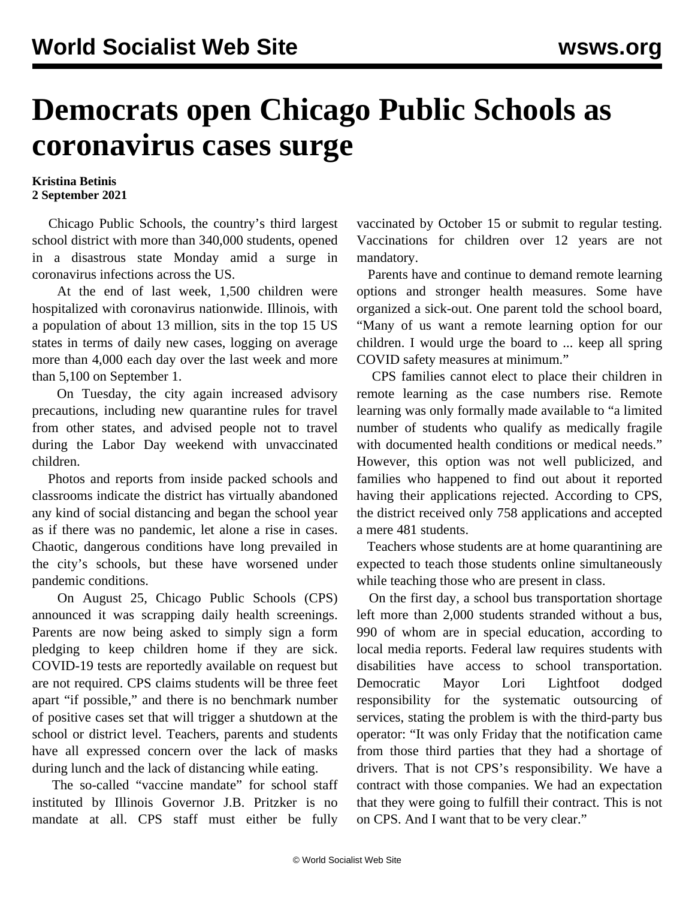# Democrats open Chicago Public Schools as coronavirus cases surge

**Kristina Betinis**
**2 September 2021**

Chicago Public Schools, the country's third largest school district with more than 340,000 students, opened in a disastrous state Monday amid a surge in coronavirus infections across the US.

At the end of last week, 1,500 children were hospitalized with coronavirus nationwide. Illinois, with a population of about 13 million, sits in the top 15 US states in terms of daily new cases, logging on average more than 4,000 each day over the last week and more than 5,100 on September 1.

On Tuesday, the city again increased advisory precautions, including new quarantine rules for travel from other states, and advised people not to travel during the Labor Day weekend with unvaccinated children.

Photos and reports from inside packed schools and classrooms indicate the district has virtually abandoned any kind of social distancing and began the school year as if there was no pandemic, let alone a rise in cases. Chaotic, dangerous conditions have long prevailed in the city's schools, but these have worsened under pandemic conditions.

On August 25, Chicago Public Schools (CPS) announced it was scrapping daily health screenings. Parents are now being asked to simply sign a form pledging to keep children home if they are sick. COVID-19 tests are reportedly available on request but are not required. CPS claims students will be three feet apart "if possible," and there is no benchmark number of positive cases set that will trigger a shutdown at the school or district level. Teachers, parents and students have all expressed concern over the lack of masks during lunch and the lack of distancing while eating.

The so-called "vaccine mandate" for school staff instituted by Illinois Governor J.B. Pritzker is no mandate at all. CPS staff must either be fully vaccinated by October 15 or submit to regular testing. Vaccinations for children over 12 years are not mandatory.

Parents have and continue to demand remote learning options and stronger health measures. Some have organized a sick-out. One parent told the school board, "Many of us want a remote learning option for our children. I would urge the board to ... keep all spring COVID safety measures at minimum."

CPS families cannot elect to place their children in remote learning as the case numbers rise. Remote learning was only formally made available to "a limited number of students who qualify as medically fragile with documented health conditions or medical needs." However, this option was not well publicized, and families who happened to find out about it reported having their applications rejected. According to CPS, the district received only 758 applications and accepted a mere 481 students.

Teachers whose students are at home quarantining are expected to teach those students online simultaneously while teaching those who are present in class.

On the first day, a school bus transportation shortage left more than 2,000 students stranded without a bus, 990 of whom are in special education, according to local media reports. Federal law requires students with disabilities have access to school transportation. Democratic Mayor Lori Lightfoot dodged responsibility for the systematic outsourcing of services, stating the problem is with the third-party bus operator: "It was only Friday that the notification came from those third parties that they had a shortage of drivers. That is not CPS's responsibility. We have a contract with those companies. We had an expectation that they were going to fulfill their contract. This is not on CPS. And I want that to be very clear."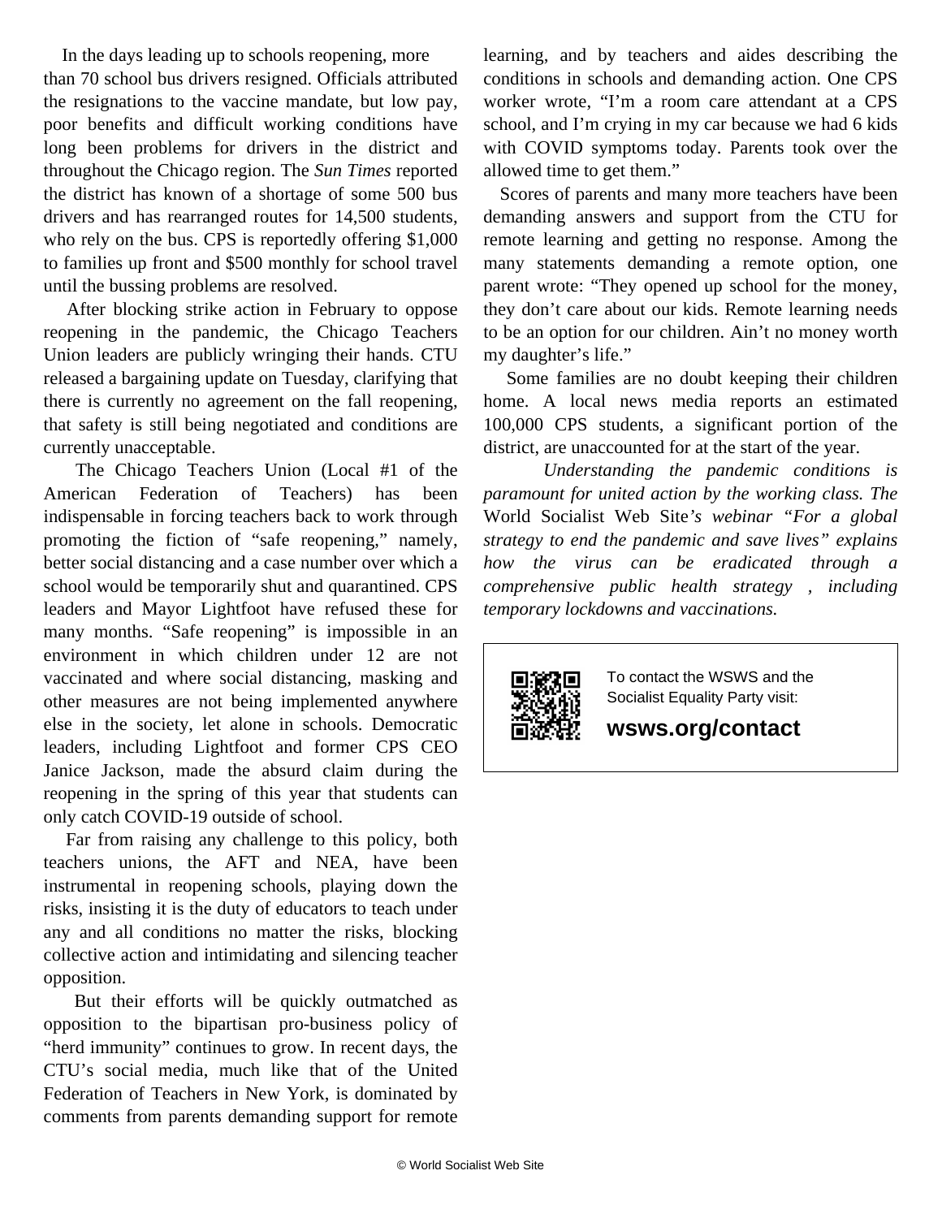In the days leading up to schools reopening, more than 70 school bus drivers resigned. Officials attributed the resignations to the vaccine mandate, but low pay, poor benefits and difficult working conditions have long been problems for drivers in the district and throughout the Chicago region. The *Sun Times* reported the district has known of a shortage of some 500 bus drivers and has rearranged routes for 14,500 students, who rely on the bus. CPS is reportedly offering $1,000 to families up front and $500 monthly for school travel until the bussing problems are resolved.

After blocking strike action in February to oppose reopening in the pandemic, the Chicago Teachers Union leaders are publicly wringing their hands. CTU released a bargaining update on Tuesday, clarifying that there is currently no agreement on the fall reopening, that safety is still being negotiated and conditions are currently unacceptable.

The Chicago Teachers Union (Local #1 of the American Federation of Teachers) has been indispensable in forcing teachers back to work through promoting the fiction of "safe reopening," namely, better social distancing and a case number over which a school would be temporarily shut and quarantined. CPS leaders and Mayor Lightfoot have refused these for many months. "Safe reopening" is impossible in an environment in which children under 12 are not vaccinated and where social distancing, masking and other measures are not being implemented anywhere else in the society, let alone in schools. Democratic leaders, including Lightfoot and former CPS CEO Janice Jackson, made the absurd claim during the reopening in the spring of this year that students can only catch COVID-19 outside of school.

Far from raising any challenge to this policy, both teachers unions, the AFT and NEA, have been instrumental in reopening schools, playing down the risks, insisting it is the duty of educators to teach under any and all conditions no matter the risks, blocking collective action and intimidating and silencing teacher opposition.

But their efforts will be quickly outmatched as opposition to the bipartisan pro-business policy of "herd immunity" continues to grow. In recent days, the CTU's social media, much like that of the United Federation of Teachers in New York, is dominated by comments from parents demanding support for remote learning, and by teachers and aides describing the conditions in schools and demanding action. One CPS worker wrote, "I'm a room care attendant at a CPS school, and I'm crying in my car because we had 6 kids with COVID symptoms today. Parents took over the allowed time to get them."

Scores of parents and many more teachers have been demanding answers and support from the CTU for remote learning and getting no response. Among the many statements demanding a remote option, one parent wrote: "They opened up school for the money, they don't care about our kids. Remote learning needs to be an option for our children. Ain't no money worth my daughter's life."

Some families are no doubt keeping their children home. A local news media reports an estimated 100,000 CPS students, a significant portion of the district, are unaccounted for at the start of the year.

*Understanding the pandemic conditions is paramount for united action by the working class. The* World Socialist Web Site*'s webinar "For a global strategy to end the pandemic and save lives" explains how the virus can be eradicated through a comprehensive public health strategy , including temporary lockdowns and vaccinations.*

To contact the WSWS and the Socialist Equality Party visit:

**wsws.org/contact**